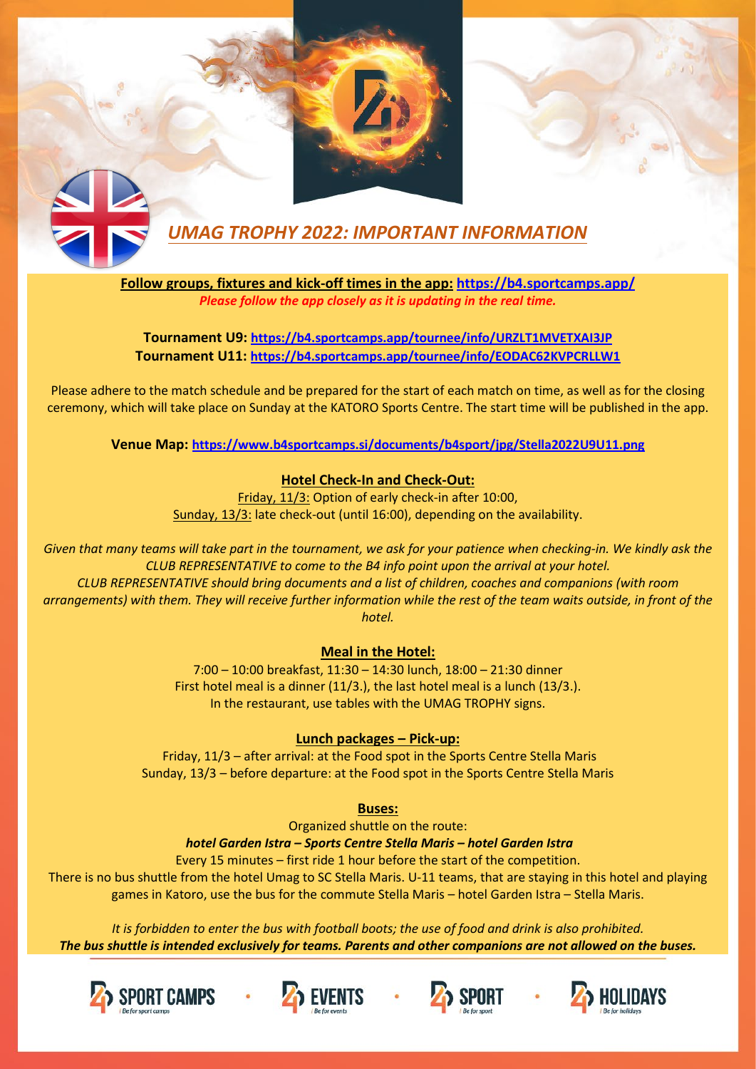# UMAG TROPHY 2022: IMPORTANT INFORMATION

**Follow groups, fixtures and kick-off times in the app: https://b4.sportcamps.app/**
*Please follow the app closely as it is updating in the real time.*

**Tournament U9: https://b4.sportcamps.app/tournee/info/URZLT1MVETXAI3JP**
**Tournament U11: https://b4.sportcamps.app/tournee/info/EODAC62KVPCRLLW1**

Please adhere to the match schedule and be prepared for the start of each match on time, as well as for the closing ceremony, which will take place on Sunday at the KATORO Sports Centre. The start time will be published in the app.

**Venue Map: https://www.b4sportcamps.si/documents/b4sport/jpg/Stella2022U9U11.png**

## Hotel Check-In and Check-Out:

Friday, 11/3: Option of early check-in after 10:00,
Sunday, 13/3: late check-out (until 16:00), depending on the availability.

*Given that many teams will take part in the tournament, we ask for your patience when checking-in. We kindly ask the CLUB REPRESENTATIVE to come to the B4 info point upon the arrival at your hotel.*
*CLUB REPRESENTATIVE should bring documents and a list of children, coaches and companions (with room arrangements) with them. They will receive further information while the rest of the team waits outside, in front of the hotel.*

## Meal in the Hotel:

7:00 – 10:00 breakfast, 11:30 – 14:30 lunch, 18:00 – 21:30 dinner
First hotel meal is a dinner (11/3.), the last hotel meal is a lunch (13/3.).
In the restaurant, use tables with the UMAG TROPHY signs.

## Lunch packages – Pick-up:

Friday, 11/3 – after arrival: at the Food spot in the Sports Centre Stella Maris
Sunday, 13/3 – before departure: at the Food spot in the Sports Centre Stella Maris

## Buses:

Organized shuttle on the route:
***hotel Garden Istra – Sports Centre Stella Maris – hotel Garden Istra***
Every 15 minutes – first ride 1 hour before the start of the competition.
There is no bus shuttle from the hotel Umag to SC Stella Maris. U-11 teams, that are staying in this hotel and playing games in Katoro, use the bus for the commute Stella Maris – hotel Garden Istra – Stella Maris.

*It is forbidden to enter the bus with football boots; the use of food and drink is also prohibited.*
***The bus shuttle is intended exclusively for teams. Parents and other companions are not allowed on the buses.***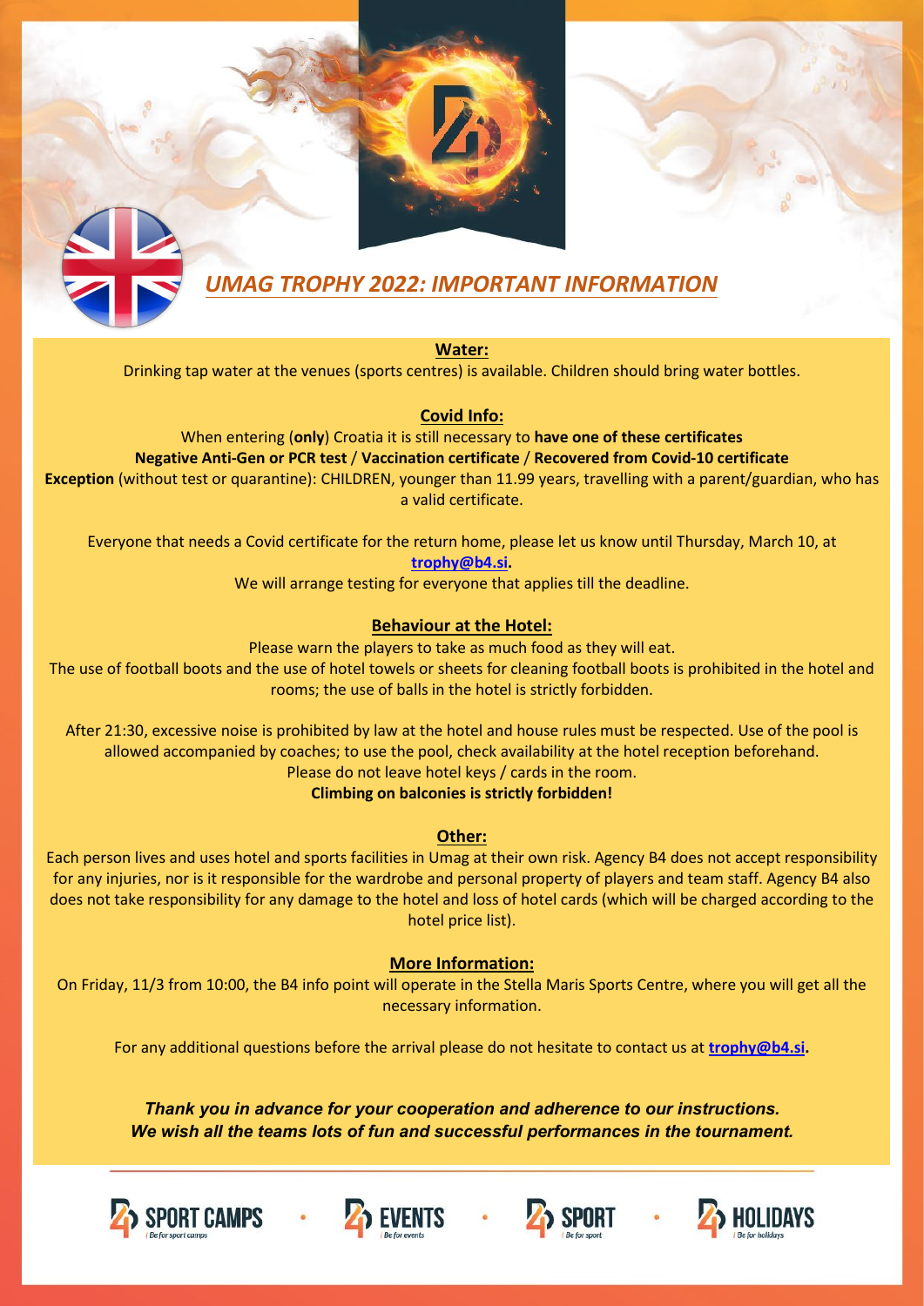# *UMAG TROPHY 2022: IMPORTANT INFORMATION*

## Water:

Drinking tap water at the venues (sports centres) is available. Children should bring water bottles.

## Covid Info:

When entering (**only**) Croatia it is still necessary to **have one of these certificates**
**Negative Anti-Gen or PCR test** / **Vaccination certificate** / **Recovered from Covid-10 certificate**
**Exception** (without test or quarantine): CHILDREN, younger than 11.99 years, travelling with a parent/guardian, who has a valid certificate.

Everyone that needs a Covid certificate for the return home, please let us know until Thursday, March 10, at **trophy@b4.si.**
We will arrange testing for everyone that applies till the deadline.

## Behaviour at the Hotel:

Please warn the players to take as much food as they will eat.
The use of football boots and the use of hotel towels or sheets for cleaning football boots is prohibited in the hotel and rooms; the use of balls in the hotel is strictly forbidden.

After 21:30, excessive noise is prohibited by law at the hotel and house rules must be respected. Use of the pool is allowed accompanied by coaches; to use the pool, check availability at the hotel reception beforehand.
Please do not leave hotel keys / cards in the room.
**Climbing on balconies is strictly forbidden!**

## Other:

Each person lives and uses hotel and sports facilities in Umag at their own risk. Agency B4 does not accept responsibility for any injuries, nor is it responsible for the wardrobe and personal property of players and team staff. Agency B4 also does not take responsibility for any damage to the hotel and loss of hotel cards (which will be charged according to the hotel price list).

## More Information:

On Friday, 11/3 from 10:00, the B4 info point will operate in the Stella Maris Sports Centre, where you will get all the necessary information.

For any additional questions before the arrival please do not hesitate to contact us at **trophy@b4.si.**

***Thank you in advance for your cooperation and adherence to our instructions.***
***We wish all the teams lots of fun and successful performances in the tournament.***

SPORT CAMPS · EVENTS · SPORT · HOLIDAYS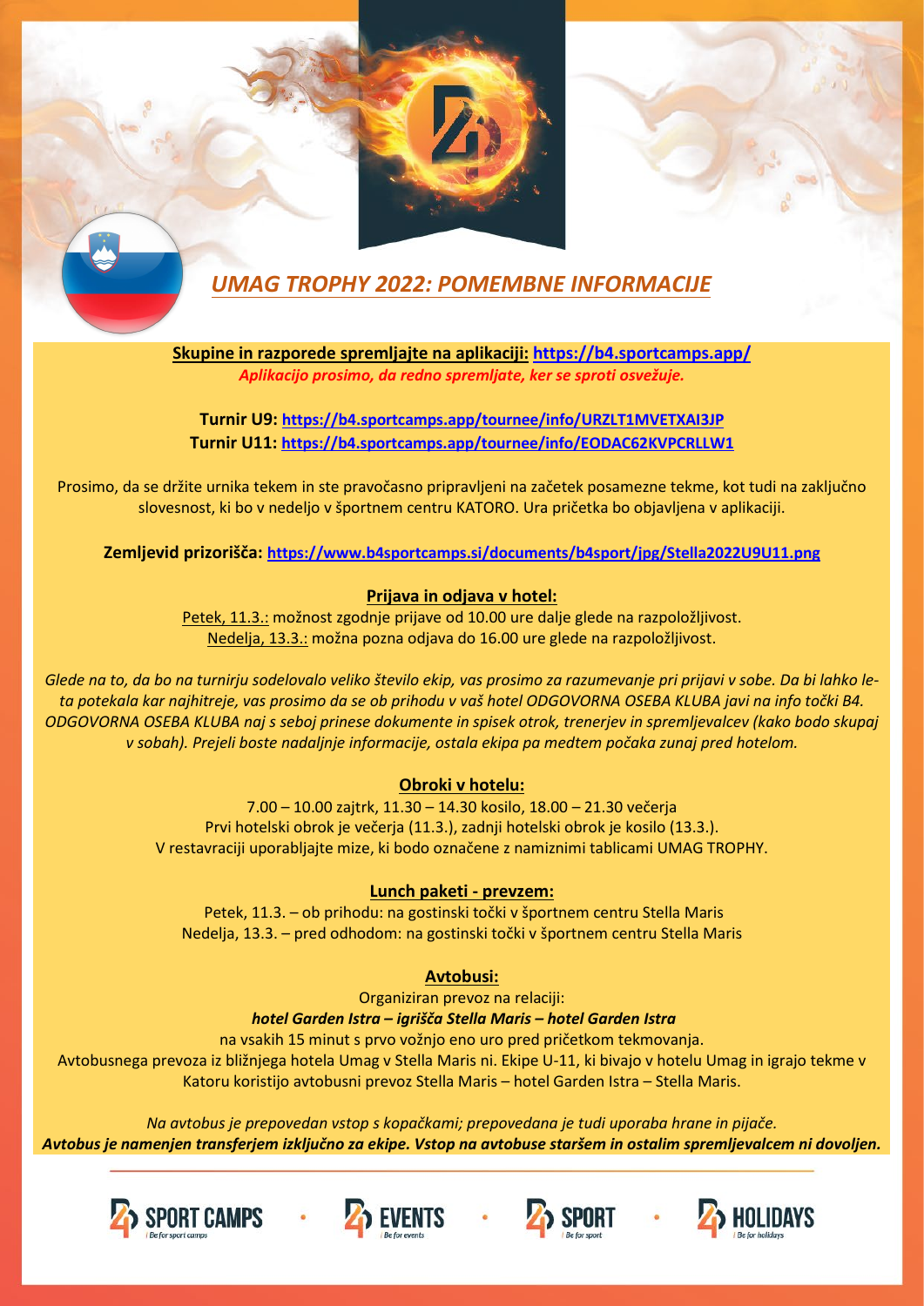# *UMAG TROPHY 2022: POMEMBNE INFORMACIJE*

**Skupine in razporede spremljajte na aplikaciji: https://b4.sportcamps.app/**
*Aplikacijo prosimo, da redno spremljate, ker se sproti osvežuje.*

**Turnir U9: https://b4.sportcamps.app/tournee/info/URZLT1MVETXAI3JP**
**Turnir U11: https://b4.sportcamps.app/tournee/info/EODAC62KVPCRLLW1**

Prosimo, da se držite urnika tekem in ste pravočasno pripravljeni na začetek posamezne tekme, kot tudi na zaključno slovesnost, ki bo v nedeljo v športnem centru KATORO. Ura pričetka bo objavljena v aplikaciji.

**Zemljevid prizorišča: https://www.b4sportcamps.si/documents/b4sport/jpg/Stella2022U9U11.png**

## Prijava in odjava v hotel:

Petek, 11.3.: možnost zgodnje prijave od 10.00 ure dalje glede na razpoložljivost.
Nedelja, 13.3.: možna pozna odjava do 16.00 ure glede na razpoložljivost.

*Glede na to, da bo na turnirju sodelovalo veliko število ekip, vas prosimo za razumevanje pri prijavi v sobe. Da bi lahko le-ta potekala kar najhitreje, vas prosimo da se ob prihodu v vaš hotel ODGOVORNA OSEBA KLUBA javi na info točki B4. ODGOVORNA OSEBA KLUBA naj s seboj prinese dokumente in spisek otrok, trenerjev in spremljevalcev (kako bodo skupaj v sobah). Prejeli boste nadaljnje informacije, ostala ekipa pa medtem počaka zunaj pred hotelom.*

## Obroki v hotelu:

7.00 – 10.00 zajtrk, 11.30 – 14.30 kosilo, 18.00 – 21.30 večerja
Prvi hotelski obrok je večerja (11.3.), zadnji hotelski obrok je kosilo (13.3.).
V restavraciji uporabljajte mize, ki bodo označene z namiznimi tablicami UMAG TROPHY.

## Lunch paketi - prevzem:

Petek, 11.3. – ob prihodu: na gostinski točki v športnem centru Stella Maris
Nedelja, 13.3. – pred odhodom: na gostinski točki v športnem centru Stella Maris

## Avtobusi:

Organiziran prevoz na relaciji:
***hotel Garden Istra – igrišča Stella Maris – hotel Garden Istra***
na vsakih 15 minut s prvo vožnjo eno uro pred pričetkom tekmovanja.
Avtobusnega prevoza iz bližnjega hotela Umag v Stella Maris ni. Ekipe U-11, ki bivajo v hotelu Umag in igrajo tekme v Katoru koristijo avtobusni prevoz Stella Maris – hotel Garden Istra – Stella Maris.

*Na avtobus je prepovedan vstop s kopačkami; prepovedana je tudi uporaba hrane in pijače.*
***Avtobus je namenjen transferjem izključno za ekipe. Vstop na avtobuse staršem in ostalim spremljevalcem ni dovoljen.***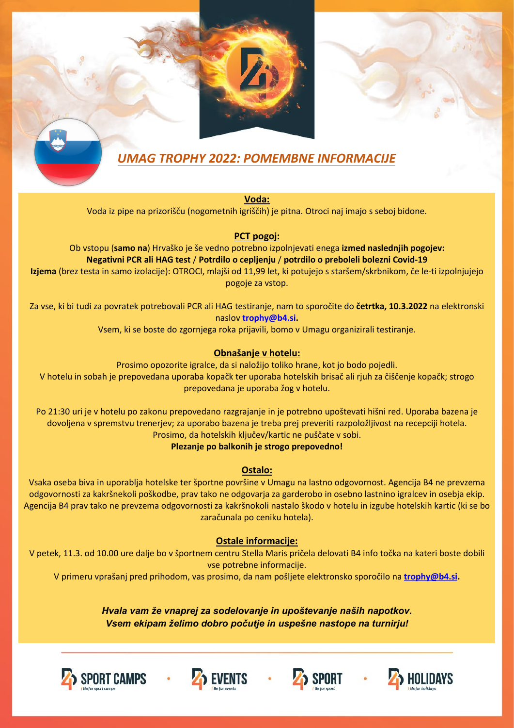# *UMAG TROPHY 2022: POMEMBNE INFORMACIJE*

## Voda:

Voda iz pipe na prizorišču (nogometnih igriščih) je pitna. Otroci naj imajo s seboj bidone.

## PCT pogoj:

Ob vstopu (**samo na**) Hrvaško je še vedno potrebno izpolnjevati enega **izmed naslednjih pogojev:**
**Negativni PCR ali HAG test** / **Potrdilo o cepljenju** / **potrdilo o preboleli bolezni Covid-19**
**Izjema** (brez testa in samo izolacije): OTROCI, mlajši od 11,99 let, ki potujejo s staršem/skrbnikom, če le-ti izpolnjujejo pogoje za vstop.

Za vse, ki bi tudi za povratek potrebovali PCR ali HAG testiranje, nam to sporočite do **četrtka, 10.3.2022** na elektronski naslov **trophy@b4.si.**
Vsem, ki se boste do zgornjega roka prijavili, bomo v Umagu organizirali testiranje.

## Obnašanje v hotelu:

Prosimo opozorite igralce, da si naložijo toliko hrane, kot jo bodo pojedli.
V hotelu in sobah je prepovedana uporaba kopačk ter uporaba hotelskih brisač ali rjuh za čiščenje kopačk; strogo prepovedana je uporaba žog v hotelu.

Po 21:30 uri je v hotelu po zakonu prepovedano razgrajanje in je potrebno upoštevati hišni red. Uporaba bazena je dovoljena v spremstvu trenerjev; za uporabo bazena je treba prej preveriti razpoložljivost na recepciji hotela.
Prosimo, da hotelskih ključev/kartic ne puščate v sobi.
**Plezanje po balkonih je strogo prepovedno!**

## Ostalo:

Vsaka oseba biva in uporablja hotelske ter športne površine v Umagu na lastno odgovornost. Agencija B4 ne prevzema odgovornosti za kakršnekoli poškodbe, prav tako ne odgovarja za garderobo in osebno lastnino igralcev in osebja ekip. Agencija B4 prav tako ne prevzema odgovornosti za kakršnokoli nastalo škodo v hotelu in izgube hotelskih kartic (ki se bo zaračunala po ceniku hotela).

## Ostale informacije:

V petek, 11.3. od 10.00 ure dalje bo v športnem centru Stella Maris pričela delovati B4 info točka na kateri boste dobili vse potrebne informacije.
V primeru vprašanj pred prihodom, vas prosimo, da nam pošljete elektronsko sporočilo na **trophy@b4.si.**

***Hvala vam že vnaprej za sodelovanje in upoštevanje naših napotkov.***
***Vsem ekipam želimo dobro počutje in uspešne nastope na turnirju!***

SPORT CAMPS · EVENTS · SPORT · HOLIDAYS